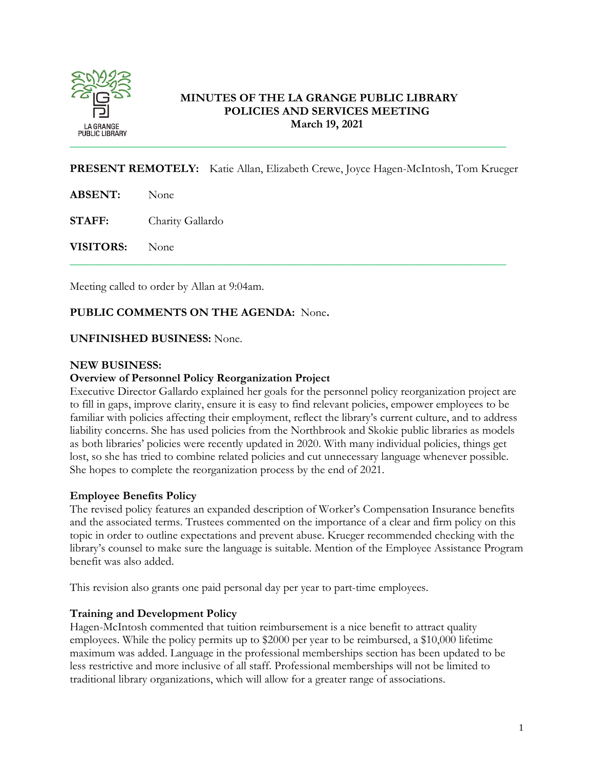# MINUTES OF THE LA GRANGE PUBLIC LIBRARY POLICIES AND SERVICES MEETING
## March 19, 2021

**PRESENT REMOTELY:** Katie Allan, Elizabeth Crewe, Joyce Hagen-McIntosh, Tom Krueger

**ABSENT:** None

**STAFF:** Charity Gallardo

**VISITORS:** None

---

Meeting called to order by Allan at 9:04am.

**PUBLIC COMMENTS ON THE AGENDA:** None.

**UNFINISHED BUSINESS:** None.

**NEW BUSINESS:**

**Overview of Personnel Policy Reorganization Project**

Executive Director Gallardo explained her goals for the personnel policy reorganization project are to fill in gaps, improve clarity, ensure it is easy to find relevant policies, empower employees to be familiar with policies affecting their employment, reflect the library's current culture, and to address liability concerns. She has used policies from the Northbrook and Skokie public libraries as models as both libraries' policies were recently updated in 2020. With many individual policies, things get lost, so she has tried to combine related policies and cut unnecessary language whenever possible. She hopes to complete the reorganization process by the end of 2021.

**Employee Benefits Policy**

The revised policy features an expanded description of Worker's Compensation Insurance benefits and the associated terms. Trustees commented on the importance of a clear and firm policy on this topic in order to outline expectations and prevent abuse. Krueger recommended checking with the library's counsel to make sure the language is suitable. Mention of the Employee Assistance Program benefit was also added.

This revision also grants one paid personal day per year to part-time employees.

**Training and Development Policy**

Hagen-McIntosh commented that tuition reimbursement is a nice benefit to attract quality employees. While the policy permits up to $2000 per year to be reimbursed, a $10,000 lifetime maximum was added. Language in the professional memberships section has been updated to be less restrictive and more inclusive of all staff. Professional memberships will not be limited to traditional library organizations, which will allow for a greater range of associations.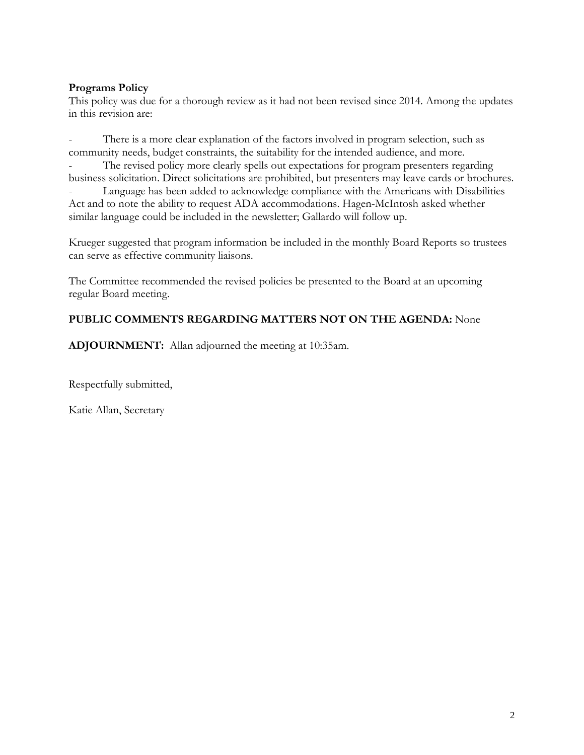**Programs Policy**

This policy was due for a thorough review as it had not been revised since 2014. Among the updates in this revision are:

- There is a more clear explanation of the factors involved in program selection, such as community needs, budget constraints, the suitability for the intended audience, and more.
- The revised policy more clearly spells out expectations for program presenters regarding business solicitation. Direct solicitations are prohibited, but presenters may leave cards or brochures.
- Language has been added to acknowledge compliance with the Americans with Disabilities Act and to note the ability to request ADA accommodations. Hagen-McIntosh asked whether similar language could be included in the newsletter; Gallardo will follow up.

Krueger suggested that program information be included in the monthly Board Reports so trustees can serve as effective community liaisons.

The Committee recommended the revised policies be presented to the Board at an upcoming regular Board meeting.

**PUBLIC COMMENTS REGARDING MATTERS NOT ON THE AGENDA:** None

**ADJOURNMENT:** Allan adjourned the meeting at 10:35am.

Respectfully submitted,

Katie Allan, Secretary